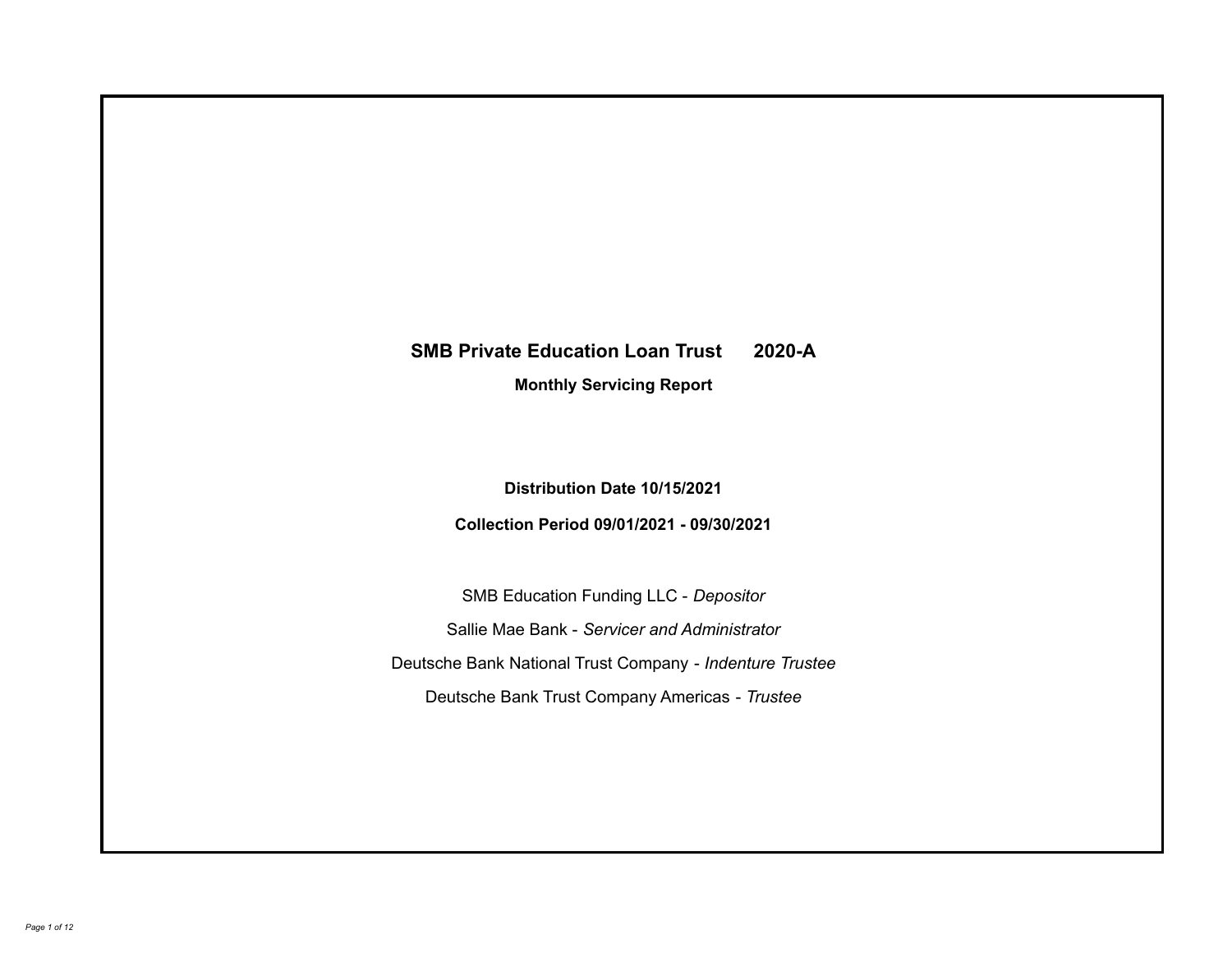# SMB Private Education Loan Trust 2020-A

**Monthly Servicing Report**

**Distribution Date 10/15/2021**

**Collection Period 09/01/2021 - 09/30/2021**

SMB Education Funding LLC - *Depositor*

Sallie Mae Bank - *Servicer and Administrator*

Deutsche Bank National Trust Company - *Indenture Trustee*

Deutsche Bank Trust Company Americas - *Trustee*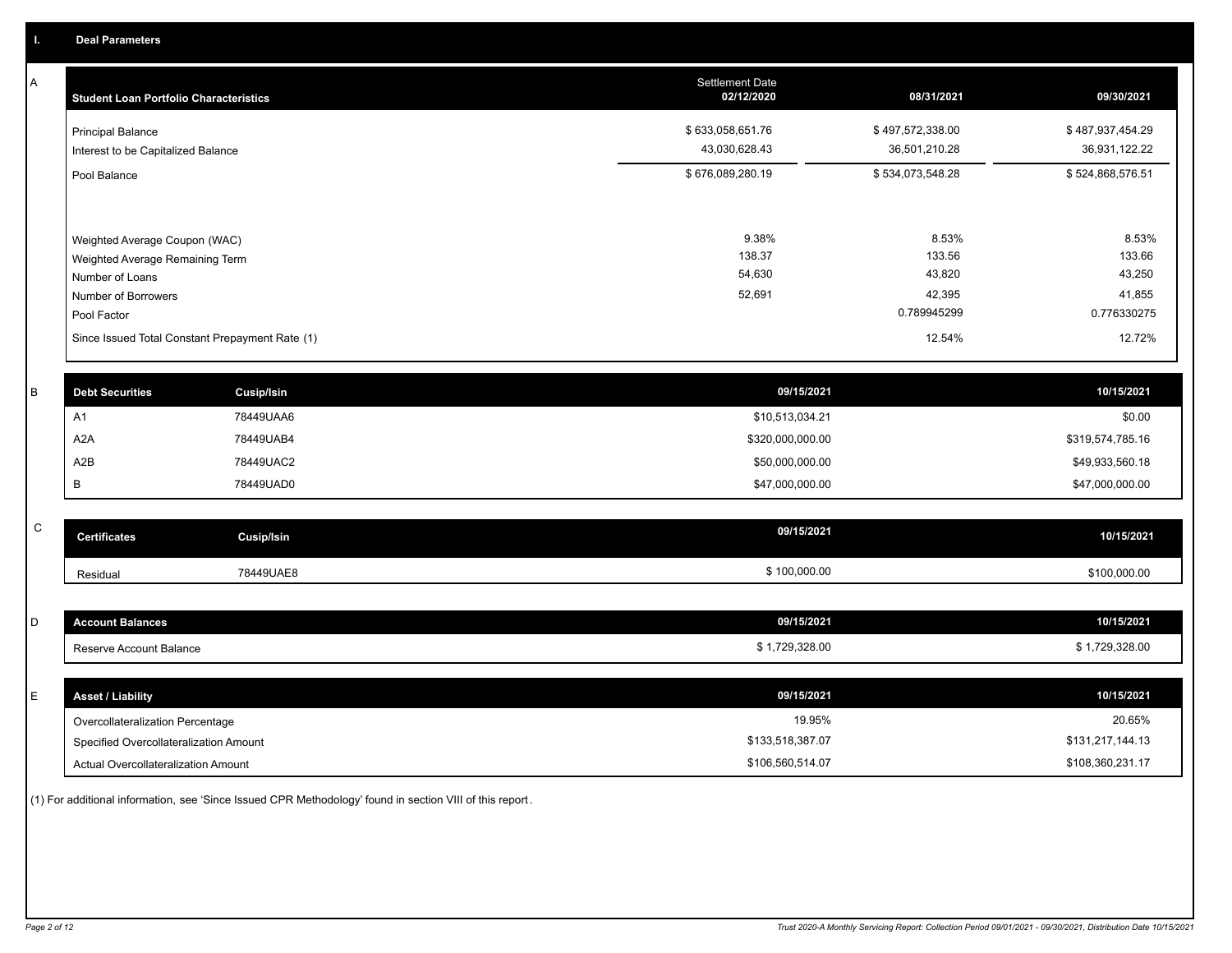# I. Deal Parameters

## A

| Student Loan Portfolio Characteristics | Settlement Date 02/12/2020 | 08/31/2021 | 09/30/2021 |
|---|---|---|---|
| Principal Balance | $ 633,058,651.76 | $ 497,572,338.00 | $ 487,937,454.29 |
| Interest to be Capitalized Balance | 43,030,628.43 | 36,501,210.28 | 36,931,122.22 |
| Pool Balance | $ 676,089,280.19 | $ 534,073,548.28 | $ 524,868,576.51 |
| Weighted Average Coupon (WAC) | 9.38% | 8.53% | 8.53% |
| Weighted Average Remaining Term | 138.37 | 133.56 | 133.66 |
| Number of Loans | 54,630 | 43,820 | 43,250 |
| Number of Borrowers | 52,691 | 42,395 | 41,855 |
| Pool Factor | | 0.789945299 | 0.776330275 |
| Since Issued Total Constant Prepayment Rate (1) | | 12.54% | 12.72% |

## B

| Debt Securities | Cusip/Isin | 09/15/2021 | 10/15/2021 |
|---|---|---|---|
| A1 | 78449UAA6 | $10,513,034.21 | $0.00 |
| A2A | 78449UAB4 | $320,000,000.00 | $319,574,785.16 |
| A2B | 78449UAC2 | $50,000,000.00 | $49,933,560.18 |
| B | 78449UAD0 | $47,000,000.00 | $47,000,000.00 |

## C

| Certificates | Cusip/Isin | 09/15/2021 | 10/15/2021 |
|---|---|---|---|
| Residual | 78449UAE8 | $ 100,000.00 | $100,000.00 |

## D

| Account Balances | 09/15/2021 | 10/15/2021 |
|---|---|---|
| Reserve Account Balance | $ 1,729,328.00 | $ 1,729,328.00 |

## E

| Asset / Liability | 09/15/2021 | 10/15/2021 |
|---|---|---|
| Overcollateralization Percentage | 19.95% | 20.65% |
| Specified Overcollateralization Amount | $133,518,387.07 | $131,217,144.13 |
| Actual Overcollateralization Amount | $106,560,514.07 | $108,360,231.17 |

(1) For additional information, see 'Since Issued CPR Methodology' found in section VIII of this report.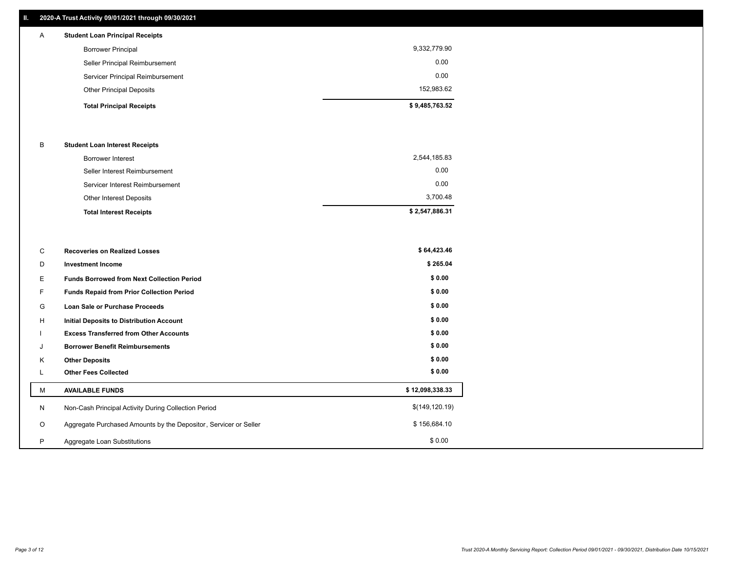## II. 2020-A Trust Activity 09/01/2021 through 09/30/2021

| | | |
|---|---|---|
| A | **Student Loan Principal Receipts** | |
| | Borrower Principal | 9,332,779.90 |
| | Seller Principal Reimbursement | 0.00 |
| | Servicer Principal Reimbursement | 0.00 |
| | Other Principal Deposits | 152,983.62 |
| | **Total Principal Receipts** | **$ 9,485,763.52** |
| B | **Student Loan Interest Receipts** | |
| | Borrower Interest | 2,544,185.83 |
| | Seller Interest Reimbursement | 0.00 |
| | Servicer Interest Reimbursement | 0.00 |
| | Other Interest Deposits | 3,700.48 |
| | **Total Interest Receipts** | **$ 2,547,886.31** |
| C | **Recoveries on Realized Losses** | **$ 64,423.46** |
| D | **Investment Income** | **$ 265.04** |
| E | **Funds Borrowed from Next Collection Period** | **$ 0.00** |
| F | **Funds Repaid from Prior Collection Period** | **$ 0.00** |
| G | **Loan Sale or Purchase Proceeds** | **$ 0.00** |
| H | **Initial Deposits to Distribution Account** | **$ 0.00** |
| I | **Excess Transferred from Other Accounts** | **$ 0.00** |
| J | **Borrower Benefit Reimbursements** | **$ 0.00** |
| K | **Other Deposits** | **$ 0.00** |
| L | **Other Fees Collected** | **$ 0.00** |
| M | **AVAILABLE FUNDS** | **$ 12,098,338.33** |
| N | Non-Cash Principal Activity During Collection Period | $(149,120.19) |
| O | Aggregate Purchased Amounts by the Depositor, Servicer or Seller | $ 156,684.10 |
| P | Aggregate Loan Substitutions | $ 0.00 |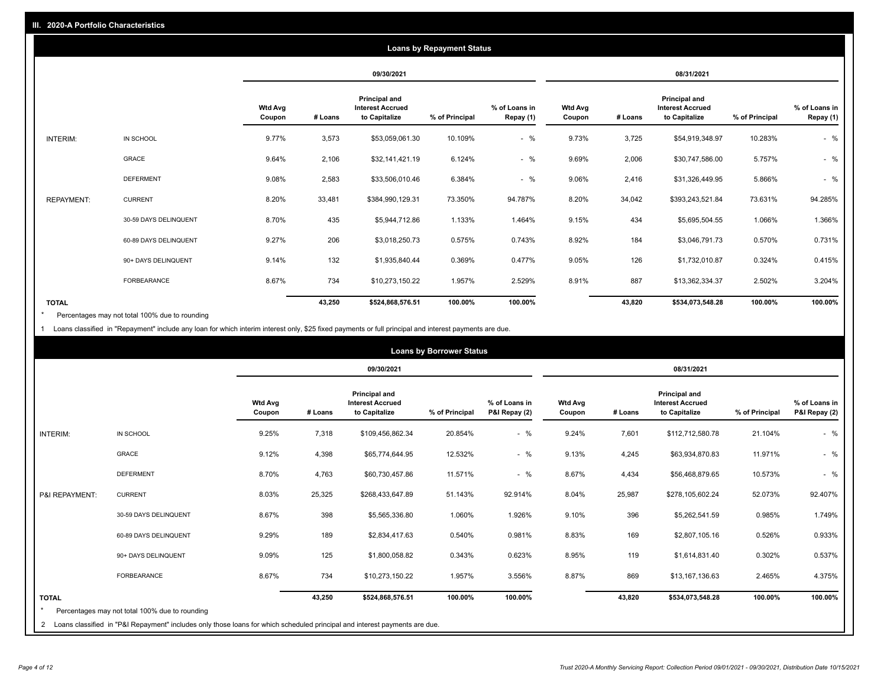## III. 2020-A Portfolio Characteristics

### Loans by Repayment Status

| | | 09/30/2021 | | | | | 08/31/2021 | | | | |
|---|---|---|---|---|---|---|---|---|---|---|---|
| | | Wtd Avg Coupon | # Loans | Principal and Interest Accrued to Capitalize | % of Principal | % of Loans in Repay (1) | Wtd Avg Coupon | # Loans | Principal and Interest Accrued to Capitalize | % of Principal | % of Loans in Repay (1) |
| INTERIM: | IN SCHOOL | 9.77% | 3,573 | $53,059,061.30 | 10.109% | - % | 9.73% | 3,725 | $54,919,348.97 | 10.283% | - % |
| | GRACE | 9.64% | 2,106 | $32,141,421.19 | 6.124% | - % | 9.69% | 2,006 | $30,747,586.00 | 5.757% | - % |
| | DEFERMENT | 9.08% | 2,583 | $33,506,010.46 | 6.384% | - % | 9.06% | 2,416 | $31,326,449.95 | 5.866% | - % |
| REPAYMENT: | CURRENT | 8.20% | 33,481 | $384,990,129.31 | 73.350% | 94.787% | 8.20% | 34,042 | $393,243,521.84 | 73.631% | 94.285% |
| | 30-59 DAYS DELINQUENT | 8.70% | 435 | $5,944,712.86 | 1.133% | 1.464% | 9.15% | 434 | $5,695,504.55 | 1.066% | 1.366% |
| | 60-89 DAYS DELINQUENT | 9.27% | 206 | $3,018,250.73 | 0.575% | 0.743% | 8.92% | 184 | $3,046,791.73 | 0.570% | 0.731% |
| | 90+ DAYS DELINQUENT | 9.14% | 132 | $1,935,840.44 | 0.369% | 0.477% | 9.05% | 126 | $1,732,010.87 | 0.324% | 0.415% |
| | FORBEARANCE | 8.67% | 734 | $10,273,150.22 | 1.957% | 2.529% | 8.91% | 887 | $13,362,334.37 | 2.502% | 3.204% |
| TOTAL | | | 43,250 | $524,868,576.51 | 100.00% | 100.00% | | 43,820 | $534,073,548.28 | 100.00% | 100.00% |

* Percentages may not total 100% due to rounding

1 Loans classified in "Repayment" include any loan for which interim interest only, $25 fixed payments or full principal and interest payments are due.

### Loans by Borrower Status

| | | 09/30/2021 | | | | | 08/31/2021 | | | | |
|---|---|---|---|---|---|---|---|---|---|---|---|
| | | Wtd Avg Coupon | # Loans | Principal and Interest Accrued to Capitalize | % of Principal | % of Loans in P&I Repay (2) | Wtd Avg Coupon | # Loans | Principal and Interest Accrued to Capitalize | % of Principal | % of Loans in P&I Repay (2) |
| INTERIM: | IN SCHOOL | 9.25% | 7,318 | $109,456,862.34 | 20.854% | - % | 9.24% | 7,601 | $112,712,580.78 | 21.104% | - % |
| | GRACE | 9.12% | 4,398 | $65,774,644.95 | 12.532% | - % | 9.13% | 4,245 | $63,934,870.83 | 11.971% | - % |
| | DEFERMENT | 8.70% | 4,763 | $60,730,457.86 | 11.571% | - % | 8.67% | 4,434 | $56,468,879.65 | 10.573% | - % |
| P&I REPAYMENT: | CURRENT | 8.03% | 25,325 | $268,433,647.89 | 51.143% | 92.914% | 8.04% | 25,987 | $278,105,602.24 | 52.073% | 92.407% |
| | 30-59 DAYS DELINQUENT | 8.67% | 398 | $5,565,336.80 | 1.060% | 1.926% | 9.10% | 396 | $5,262,541.59 | 0.985% | 1.749% |
| | 60-89 DAYS DELINQUENT | 9.29% | 189 | $2,834,417.63 | 0.540% | 0.981% | 8.83% | 169 | $2,807,105.16 | 0.526% | 0.933% |
| | 90+ DAYS DELINQUENT | 9.09% | 125 | $1,800,058.82 | 0.343% | 0.623% | 8.95% | 119 | $1,614,831.40 | 0.302% | 0.537% |
| | FORBEARANCE | 8.67% | 734 | $10,273,150.22 | 1.957% | 3.556% | 8.87% | 869 | $13,167,136.63 | 2.465% | 4.375% |
| TOTAL | | | 43,250 | $524,868,576.51 | 100.00% | 100.00% | | 43,820 | $534,073,548.28 | 100.00% | 100.00% |

* Percentages may not total 100% due to rounding

2 Loans classified in "P&I Repayment" includes only those loans for which scheduled principal and interest payments are due.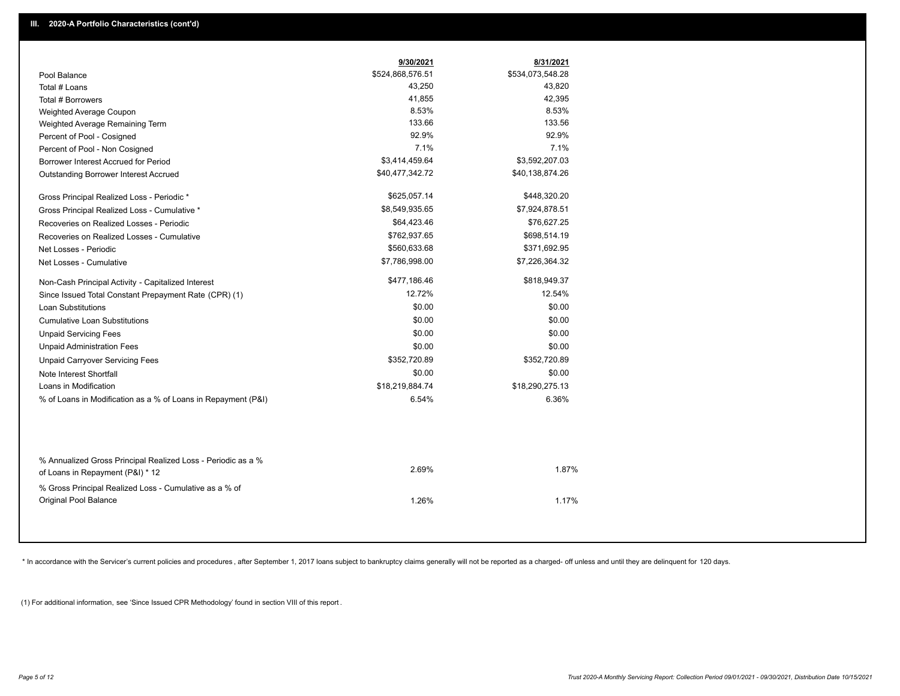## III. 2020-A Portfolio Characteristics (cont'd)

| | 9/30/2021 | 8/31/2021 |
|---|---|---|
| Pool Balance | $524,868,576.51 | $534,073,548.28 |
| Total # Loans | 43,250 | 43,820 |
| Total # Borrowers | 41,855 | 42,395 |
| Weighted Average Coupon | 8.53% | 8.53% |
| Weighted Average Remaining Term | 133.66 | 133.56 |
| Percent of Pool - Cosigned | 92.9% | 92.9% |
| Percent of Pool - Non Cosigned | 7.1% | 7.1% |
| Borrower Interest Accrued for Period | $3,414,459.64 | $3,592,207.03 |
| Outstanding Borrower Interest Accrued | $40,477,342.72 | $40,138,874.26 |
| Gross Principal Realized Loss - Periodic * | $625,057.14 | $448,320.20 |
| Gross Principal Realized Loss - Cumulative * | $8,549,935.65 | $7,924,878.51 |
| Recoveries on Realized Losses - Periodic | $64,423.46 | $76,627.25 |
| Recoveries on Realized Losses - Cumulative | $762,937.65 | $698,514.19 |
| Net Losses - Periodic | $560,633.68 | $371,692.95 |
| Net Losses - Cumulative | $7,786,998.00 | $7,226,364.32 |
| Non-Cash Principal Activity - Capitalized Interest | $477,186.46 | $818,949.37 |
| Since Issued Total Constant Prepayment Rate (CPR) (1) | 12.72% | 12.54% |
| Loan Substitutions | $0.00 | $0.00 |
| Cumulative Loan Substitutions | $0.00 | $0.00 |
| Unpaid Servicing Fees | $0.00 | $0.00 |
| Unpaid Administration Fees | $0.00 | $0.00 |
| Unpaid Carryover Servicing Fees | $352,720.89 | $352,720.89 |
| Note Interest Shortfall | $0.00 | $0.00 |
| Loans in Modification | $18,219,884.74 | $18,290,275.13 |
| % of Loans in Modification as a % of Loans in Repayment (P&I) | 6.54% | 6.36% |
| % Annualized Gross Principal Realized Loss - Periodic as a % of Loans in Repayment (P&I) * 12 | 2.69% | 1.87% |
| % Gross Principal Realized Loss - Cumulative as a % of Original Pool Balance | 1.26% | 1.17% |

* In accordance with the Servicer's current policies and procedures , after September 1, 2017 loans subject to bankruptcy claims generally will not be reported as a charged- off unless and until they are delinquent for 120 days.

(1) For additional information, see 'Since Issued CPR Methodology' found in section VIII of this report .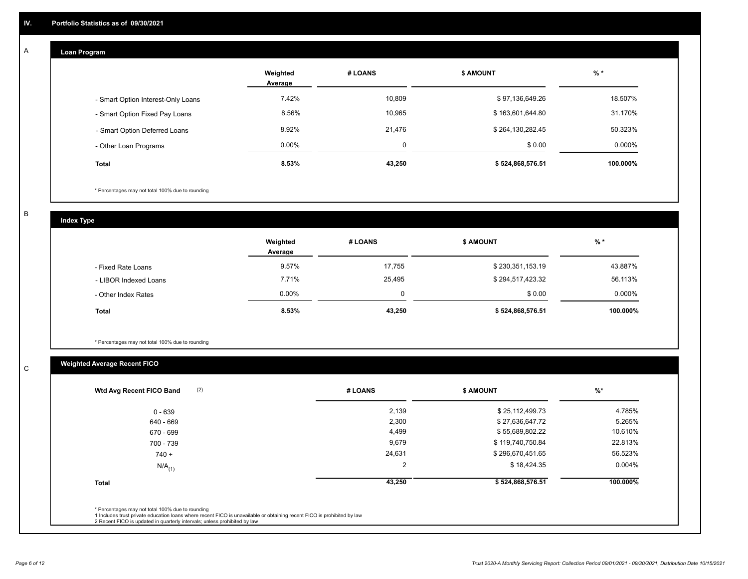## IV. Portfolio Statistics as of 09/30/2021

### A. Loan Program

| | Weighted Average | # LOANS | $ AMOUNT | % * |
|---|---|---|---|---|
| - Smart Option Interest-Only Loans | 7.42% | 10,809 | $ 97,136,649.26 | 18.507% |
| - Smart Option Fixed Pay Loans | 8.56% | 10,965 | $ 163,601,644.80 | 31.170% |
| - Smart Option Deferred Loans | 8.92% | 21,476 | $ 264,130,282.45 | 50.323% |
| - Other Loan Programs | 0.00% | 0 | $ 0.00 | 0.000% |
| **Total** | **8.53%** | **43,250** | **$ 524,868,576.51** | **100.000%** |

* Percentages may not total 100% due to rounding

### B. Index Type

| | Weighted Average | # LOANS | $ AMOUNT | % * |
|---|---|---|---|---|
| - Fixed Rate Loans | 9.57% | 17,755 | $ 230,351,153.19 | 43.887% |
| - LIBOR Indexed Loans | 7.71% | 25,495 | $ 294,517,423.32 | 56.113% |
| - Other Index Rates | 0.00% | 0 | $ 0.00 | 0.000% |
| **Total** | **8.53%** | **43,250** | **$ 524,868,576.51** | **100.000%** |

* Percentages may not total 100% due to rounding

### C. Weighted Average Recent FICO

| Wtd Avg Recent FICO Band (2) | # LOANS | $ AMOUNT | %* |
|---|---|---|---|
| 0 - 639 | 2,139 | $ 25,112,499.73 | 4.785% |
| 640 - 669 | 2,300 | $ 27,636,647.72 | 5.265% |
| 670 - 699 | 4,499 | $ 55,689,802.22 | 10.610% |
| 700 - 739 | 9,679 | $ 119,740,750.84 | 22.813% |
| 740 + | 24,631 | $ 296,670,451.65 | 56.523% |
| N/A(1) | 2 | $ 18,424.35 | 0.004% |
| **Total** | **43,250** | **$ 524,868,576.51** | **100.000%** |

* Percentages may not total 100% due to rounding
1 Includes trust private education loans where recent FICO is unavailable or obtaining recent FICO is prohibited by law
2 Recent FICO is updated in quarterly intervals; unless prohibited by law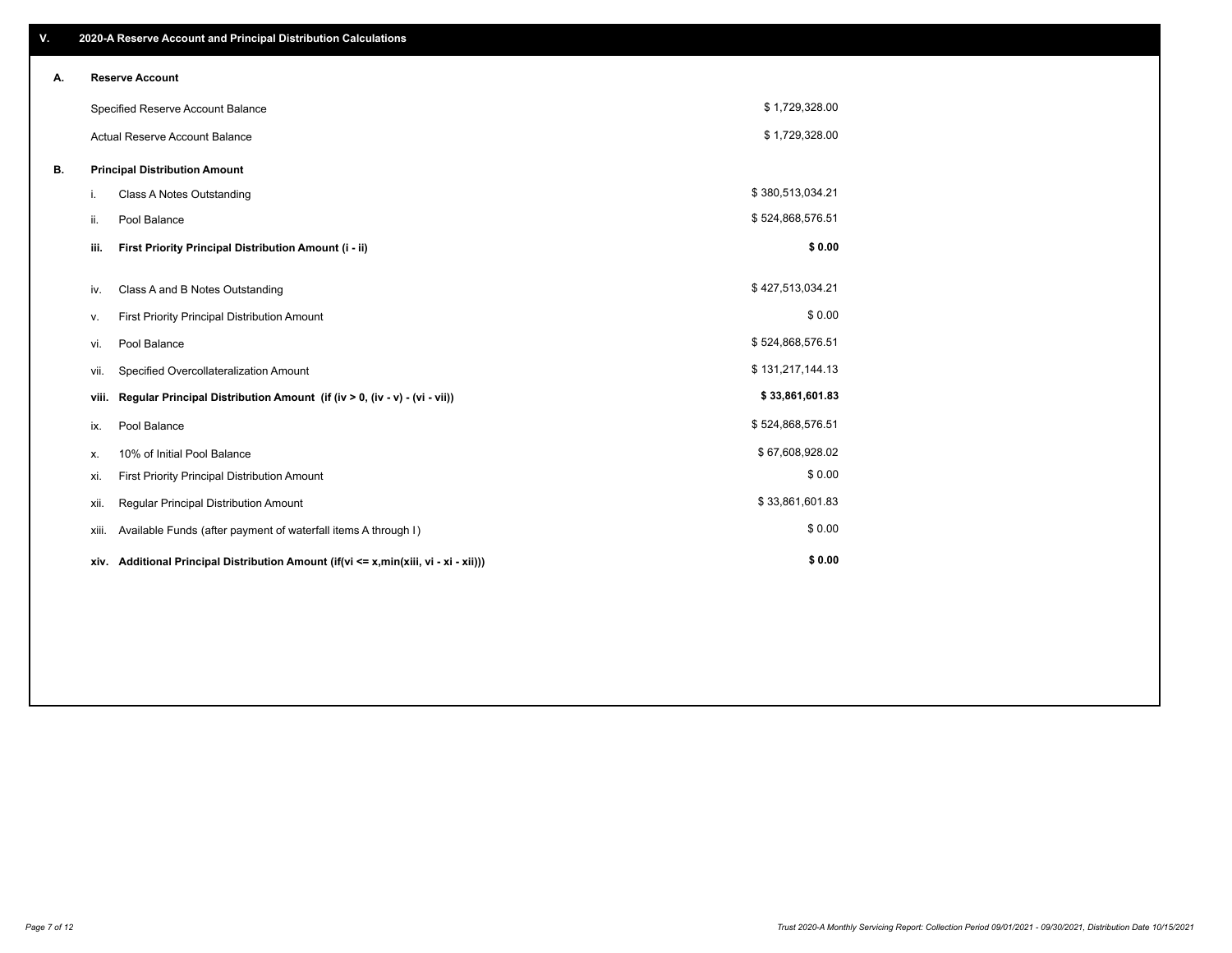## V. 2020-A Reserve Account and Principal Distribution Calculations

### A. Reserve Account

| | |
|---|---|
| Specified Reserve Account Balance | $ 1,729,328.00 |
| Actual Reserve Account Balance | $ 1,729,328.00 |

### B. Principal Distribution Amount

| | | |
|---|---|---|
| i. | Class A Notes Outstanding | $ 380,513,034.21 |
| ii. | Pool Balance | $ 524,868,576.51 |
| **iii.** | **First Priority Principal Distribution Amount (i - ii)** | **$ 0.00** |
| iv. | Class A and B Notes Outstanding | $ 427,513,034.21 |
| v. | First Priority Principal Distribution Amount | $ 0.00 |
| vi. | Pool Balance | $ 524,868,576.51 |
| vii. | Specified Overcollateralization Amount | $ 131,217,144.13 |
| **viii.** | **Regular Principal Distribution Amount (if (iv > 0, (iv - v) - (vi - vii))** | **$ 33,861,601.83** |
| ix. | Pool Balance | $ 524,868,576.51 |
| x. | 10% of Initial Pool Balance | $ 67,608,928.02 |
| xi. | First Priority Principal Distribution Amount | $ 0.00 |
| xii. | Regular Principal Distribution Amount | $ 33,861,601.83 |
| xiii. | Available Funds (after payment of waterfall items A through I) | $ 0.00 |
| **xiv.** | **Additional Principal Distribution Amount (if(vi <= x,min(xiii, vi - xi - xii)))** | **$ 0.00** |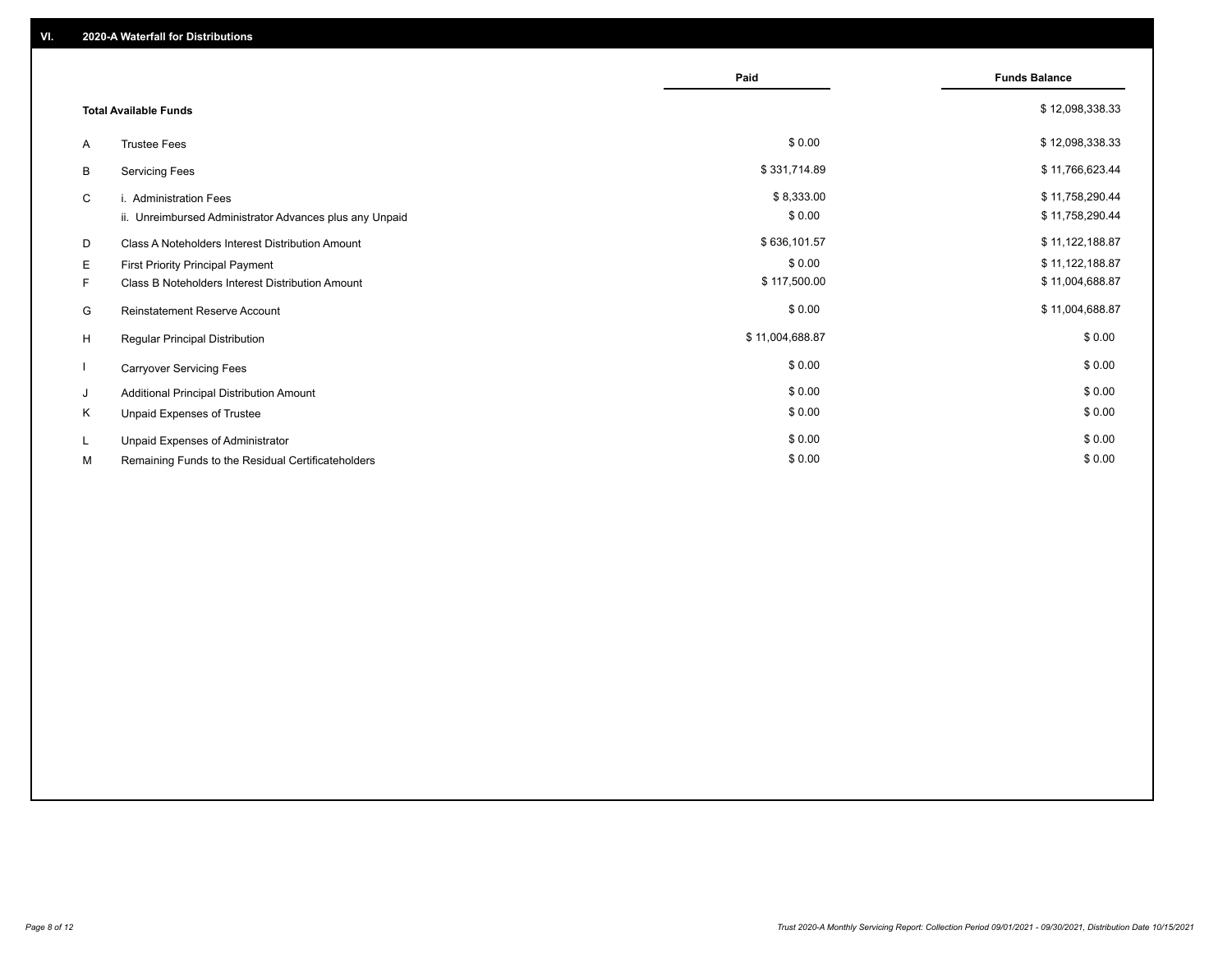## VI. 2020-A Waterfall for Distributions

| | | Paid | Funds Balance |
|---|---|---|---|
| | **Total Available Funds** | | $ 12,098,338.33 |
| A | Trustee Fees | $ 0.00 | $ 12,098,338.33 |
| B | Servicing Fees | $ 331,714.89 | $ 11,766,623.44 |
| C | i. Administration Fees | $ 8,333.00 | $ 11,758,290.44 |
| | ii. Unreimbursed Administrator Advances plus any Unpaid | $ 0.00 | $ 11,758,290.44 |
| D | Class A Noteholders Interest Distribution Amount | $ 636,101.57 | $ 11,122,188.87 |
| E | First Priority Principal Payment | $ 0.00 | $ 11,122,188.87 |
| F | Class B Noteholders Interest Distribution Amount | $ 117,500.00 | $ 11,004,688.87 |
| G | Reinstatement Reserve Account | $ 0.00 | $ 11,004,688.87 |
| H | Regular Principal Distribution | $ 11,004,688.87 | $ 0.00 |
| I | Carryover Servicing Fees | $ 0.00 | $ 0.00 |
| J | Additional Principal Distribution Amount | $ 0.00 | $ 0.00 |
| K | Unpaid Expenses of Trustee | $ 0.00 | $ 0.00 |
| L | Unpaid Expenses of Administrator | $ 0.00 | $ 0.00 |
| M | Remaining Funds to the Residual Certificateholders | $ 0.00 | $ 0.00 |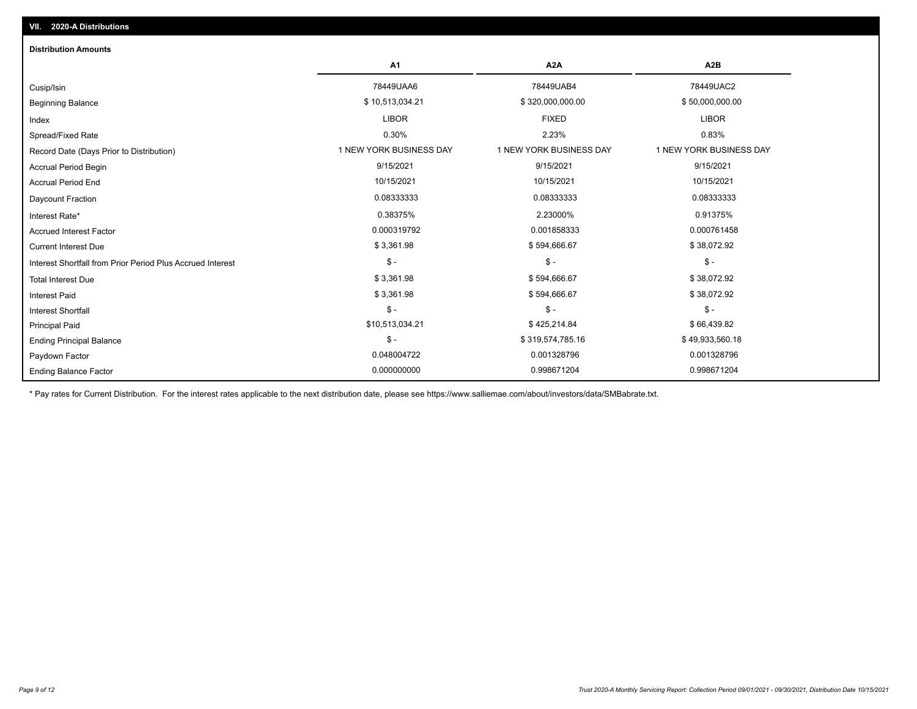## VII. 2020-A Distributions

### Distribution Amounts

| | A1 | A2A | A2B |
|---|---|---|---|
| Cusip/Isin | 78449UAA6 | 78449UAB4 | 78449UAC2 |
| Beginning Balance | $ 10,513,034.21 | $ 320,000,000.00 | $ 50,000,000.00 |
| Index | LIBOR | FIXED | LIBOR |
| Spread/Fixed Rate | 0.30% | 2.23% | 0.83% |
| Record Date (Days Prior to Distribution) | 1 NEW YORK BUSINESS DAY | 1 NEW YORK BUSINESS DAY | 1 NEW YORK BUSINESS DAY |
| Accrual Period Begin | 9/15/2021 | 9/15/2021 | 9/15/2021 |
| Accrual Period End | 10/15/2021 | 10/15/2021 | 10/15/2021 |
| Daycount Fraction | 0.08333333 | 0.08333333 | 0.08333333 |
| Interest Rate* | 0.38375% | 2.23000% | 0.91375% |
| Accrued Interest Factor | 0.000319792 | 0.001858333 | 0.000761458 |
| Current Interest Due | $ 3,361.98 | $ 594,666.67 | $ 38,072.92 |
| Interest Shortfall from Prior Period Plus Accrued Interest | $ - | $ - | $ - |
| Total Interest Due | $ 3,361.98 | $ 594,666.67 | $ 38,072.92 |
| Interest Paid | $ 3,361.98 | $ 594,666.67 | $ 38,072.92 |
| Interest Shortfall | $ - | $ - | $ - |
| Principal Paid | $10,513,034.21 | $ 425,214.84 | $ 66,439.82 |
| Ending Principal Balance | $ - | $ 319,574,785.16 | $ 49,933,560.18 |
| Paydown Factor | 0.048004722 | 0.001328796 | 0.001328796 |
| Ending Balance Factor | 0.000000000 | 0.998671204 | 0.998671204 |

* Pay rates for Current Distribution. For the interest rates applicable to the next distribution date, please see https://www.salliemae.com/about/investors/data/SMBabrate.txt.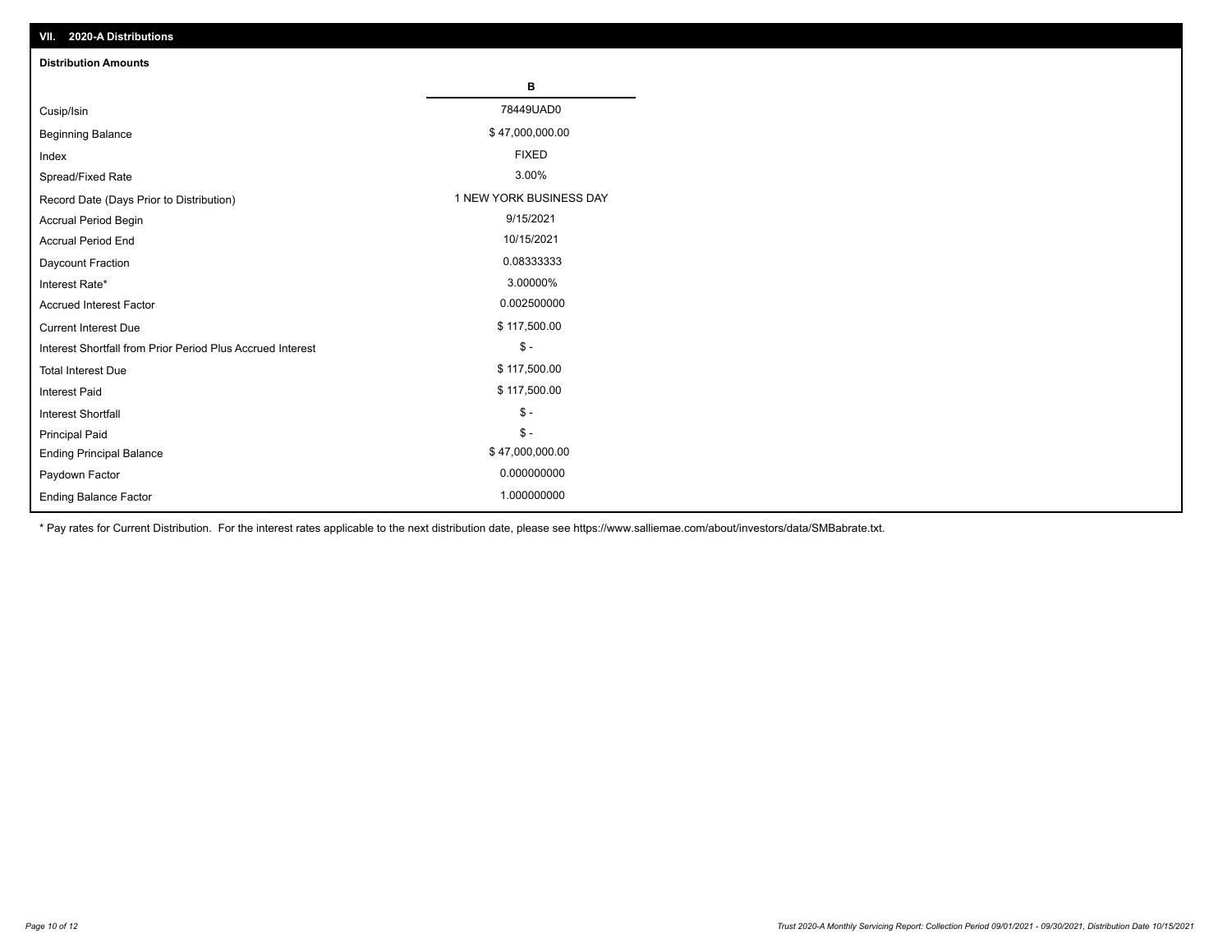## VII. 2020-A Distributions

### Distribution Amounts

| | B |
|---|---|
| Cusip/Isin | 78449UAD0 |
| Beginning Balance | $ 47,000,000.00 |
| Index | FIXED |
| Spread/Fixed Rate | 3.00% |
| Record Date (Days Prior to Distribution) | 1 NEW YORK BUSINESS DAY |
| Accrual Period Begin | 9/15/2021 |
| Accrual Period End | 10/15/2021 |
| Daycount Fraction | 0.08333333 |
| Interest Rate* | 3.00000% |
| Accrued Interest Factor | 0.002500000 |
| Current Interest Due | $ 117,500.00 |
| Interest Shortfall from Prior Period Plus Accrued Interest | $ - |
| Total Interest Due | $ 117,500.00 |
| Interest Paid | $ 117,500.00 |
| Interest Shortfall | $ - |
| Principal Paid | $ - |
| Ending Principal Balance | $ 47,000,000.00 |
| Paydown Factor | 0.000000000 |
| Ending Balance Factor | 1.000000000 |

* Pay rates for Current Distribution. For the interest rates applicable to the next distribution date, please see https://www.salliemae.com/about/investors/data/SMBabrate.txt.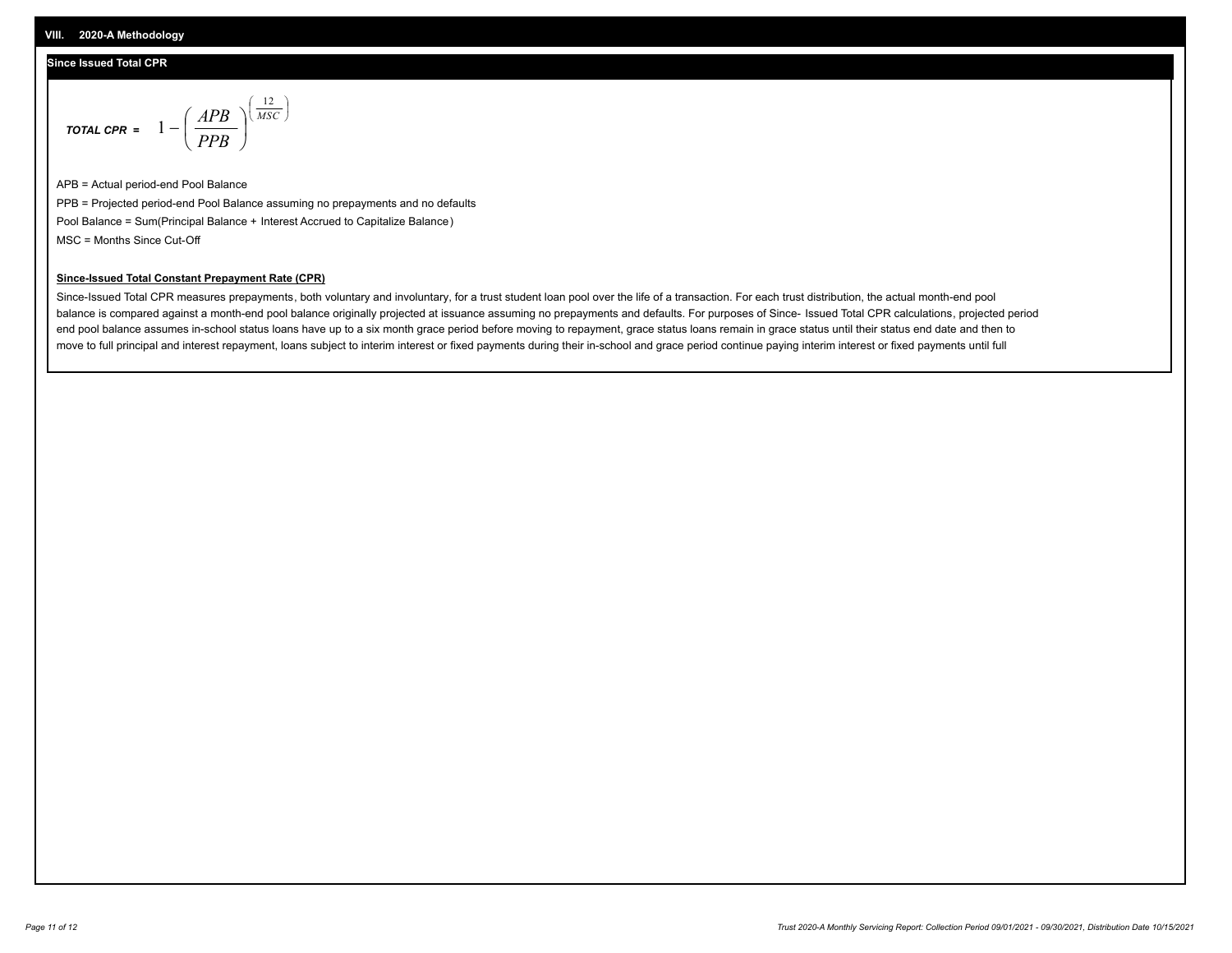## VIII. 2020-A Methodology

### Since Issued Total CPR

$$\textit{TOTAL CPR} = 1 - \left( \frac{APB}{PPB} \right)^{\left( \frac{12}{MSC} \right)}$$

APB = Actual period-end Pool Balance

PPB = Projected period-end Pool Balance assuming no prepayments and no defaults

Pool Balance = Sum(Principal Balance + Interest Accrued to Capitalize Balance)

MSC = Months Since Cut-Off

**Since-Issued Total Constant Prepayment Rate (CPR)**

Since-Issued Total CPR measures prepayments, both voluntary and involuntary, for a trust student loan pool over the life of a transaction. For each trust distribution, the actual month-end pool balance is compared against a month-end pool balance originally projected at issuance assuming no prepayments and defaults. For purposes of Since- Issued Total CPR calculations, projected period end pool balance assumes in-school status loans have up to a six month grace period before moving to repayment, grace status loans remain in grace status until their status end date and then to move to full principal and interest repayment, loans subject to interim interest or fixed payments during their in-school and grace period continue paying interim interest or fixed payments until full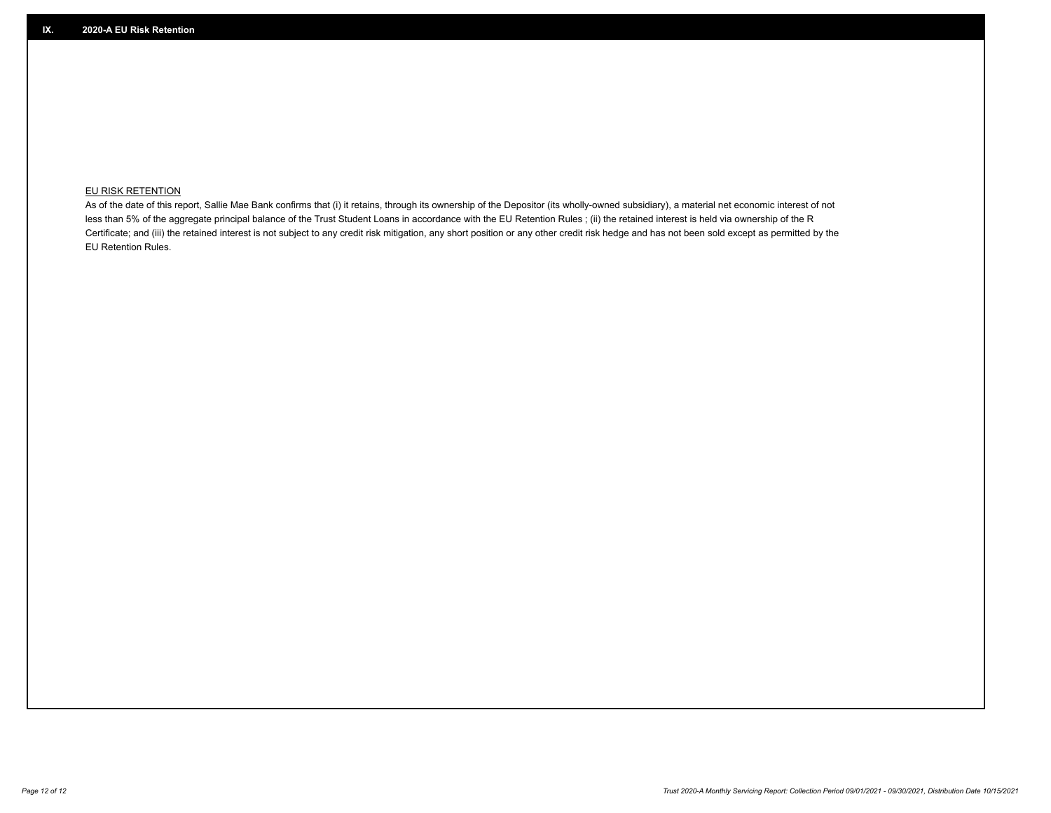## IX. 2020-A EU Risk Retention

<u>EU RISK RETENTION</u>

As of the date of this report, Sallie Mae Bank confirms that (i) it retains, through its ownership of the Depositor (its wholly-owned subsidiary), a material net economic interest of not less than 5% of the aggregate principal balance of the Trust Student Loans in accordance with the EU Retention Rules ; (ii) the retained interest is held via ownership of the R Certificate; and (iii) the retained interest is not subject to any credit risk mitigation, any short position or any other credit risk hedge and has not been sold except as permitted by the EU Retention Rules.